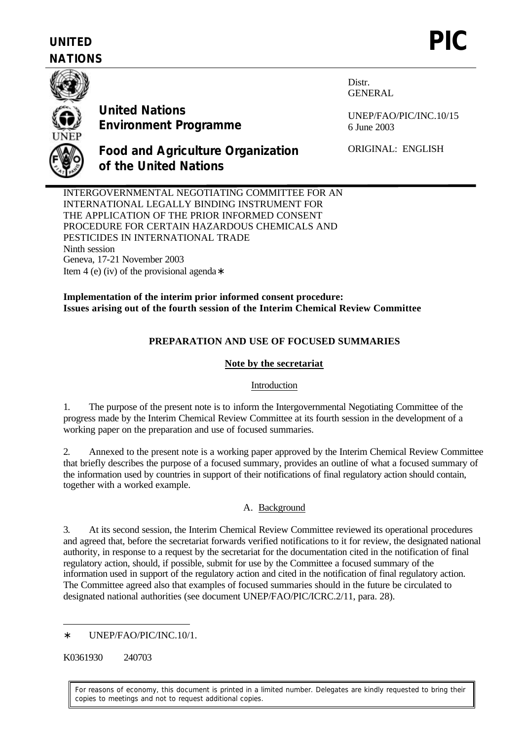**UNITED NATIONS**

# PIC

**United Nations Environment Programme**

**Food and Agriculture Organization of the United Nations**

Distr.
GENERAL

UNEP/FAO/PIC/INC.10/15
6 June 2003

ORIGINAL: ENGLISH

INTERGOVERNMENTAL NEGOTIATING COMMITTEE FOR AN INTERNATIONAL LEGALLY BINDING INSTRUMENT FOR THE APPLICATION OF THE PRIOR INFORMED CONSENT PROCEDURE FOR CERTAIN HAZARDOUS CHEMICALS AND PESTICIDES IN INTERNATIONAL TRADE
Ninth session
Geneva, 17-21 November 2003
Item 4 (e) (iv) of the provisional agenda*

**Implementation of the interim prior informed consent procedure: Issues arising out of the fourth session of the Interim Chemical Review Committee**

## PREPARATION AND USE OF FOCUSED SUMMARIES

### Note by the secretariat

#### Introduction

1. The purpose of the present note is to inform the Intergovernmental Negotiating Committee of the progress made by the Interim Chemical Review Committee at its fourth session in the development of a working paper on the preparation and use of focused summaries.

2. Annexed to the present note is a working paper approved by the Interim Chemical Review Committee that briefly describes the purpose of a focused summary, provides an outline of what a focused summary of the information used by countries in support of their notifications of final regulatory action should contain, together with a worked example.

#### A. Background

3. At its second session, the Interim Chemical Review Committee reviewed its operational procedures and agreed that, before the secretariat forwards verified notifications to it for review, the designated national authority, in response to a request by the secretariat for the documentation cited in the notification of final regulatory action, should, if possible, submit for use by the Committee a focused summary of the information used in support of the regulatory action and cited in the notification of final regulatory action. The Committee agreed also that examples of focused summaries should in the future be circulated to designated national authorities (see document UNEP/FAO/PIC/ICRC.2/11, para. 28).

---

* UNEP/FAO/PIC/INC.10/1.

K0361930 240703

For reasons of economy, this document is printed in a limited number. Delegates are kindly requested to bring their copies to meetings and not to request additional copies.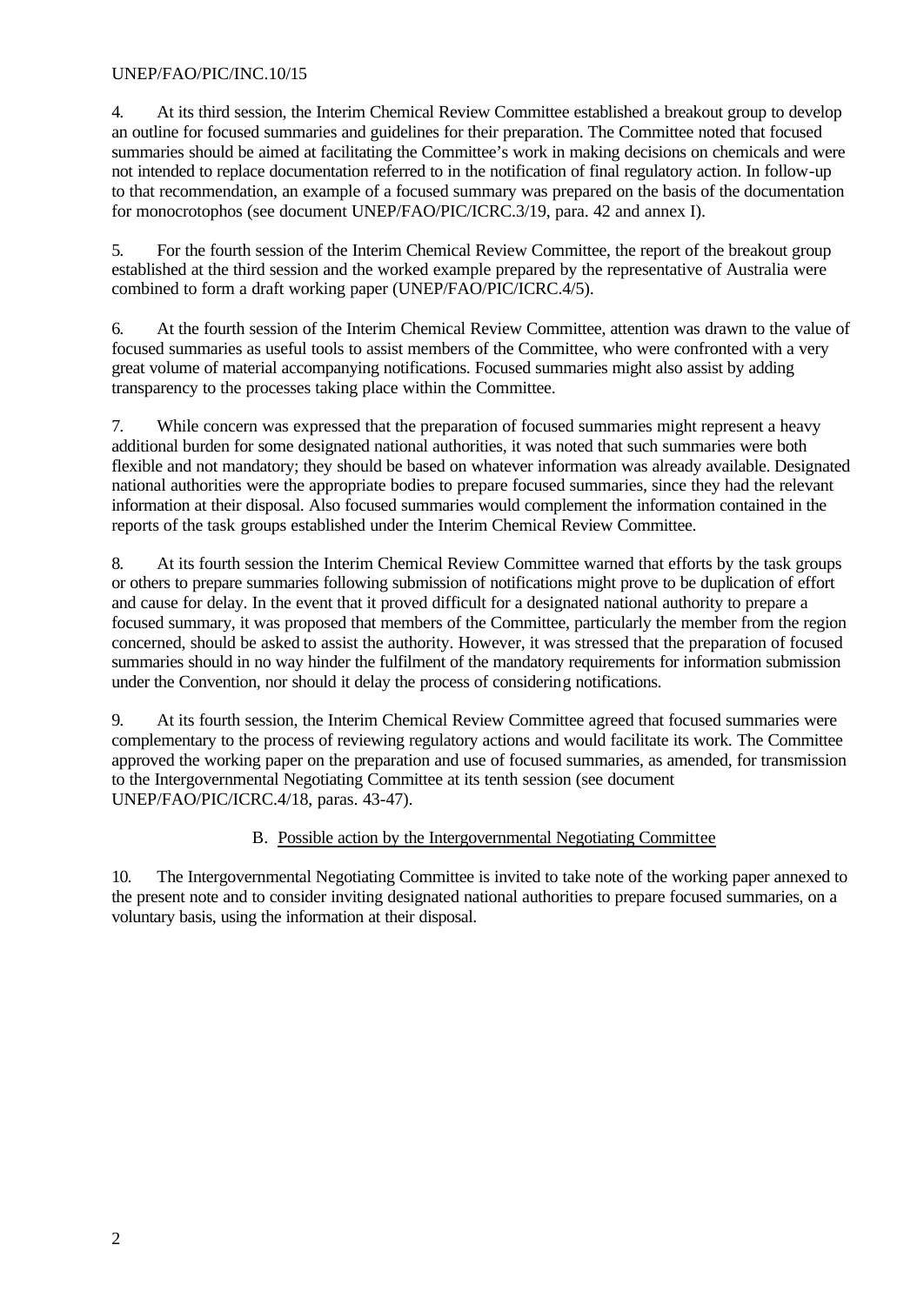4. At its third session, the Interim Chemical Review Committee established a breakout group to develop an outline for focused summaries and guidelines for their preparation. The Committee noted that focused summaries should be aimed at facilitating the Committee's work in making decisions on chemicals and were not intended to replace documentation referred to in the notification of final regulatory action. In follow-up to that recommendation, an example of a focused summary was prepared on the basis of the documentation for monocrotophos (see document UNEP/FAO/PIC/ICRC.3/19, para. 42 and annex I).

5. For the fourth session of the Interim Chemical Review Committee, the report of the breakout group established at the third session and the worked example prepared by the representative of Australia were combined to form a draft working paper (UNEP/FAO/PIC/ICRC.4/5).

6. At the fourth session of the Interim Chemical Review Committee, attention was drawn to the value of focused summaries as useful tools to assist members of the Committee, who were confronted with a very great volume of material accompanying notifications. Focused summaries might also assist by adding transparency to the processes taking place within the Committee.

7. While concern was expressed that the preparation of focused summaries might represent a heavy additional burden for some designated national authorities, it was noted that such summaries were both flexible and not mandatory; they should be based on whatever information was already available. Designated national authorities were the appropriate bodies to prepare focused summaries, since they had the relevant information at their disposal. Also focused summaries would complement the information contained in the reports of the task groups established under the Interim Chemical Review Committee.

8. At its fourth session the Interim Chemical Review Committee warned that efforts by the task groups or others to prepare summaries following submission of notifications might prove to be duplication of effort and cause for delay. In the event that it proved difficult for a designated national authority to prepare a focused summary, it was proposed that members of the Committee, particularly the member from the region concerned, should be asked to assist the authority. However, it was stressed that the preparation of focused summaries should in no way hinder the fulfilment of the mandatory requirements for information submission under the Convention, nor should it delay the process of considering notifications.

9. At its fourth session, the Interim Chemical Review Committee agreed that focused summaries were complementary to the process of reviewing regulatory actions and would facilitate its work. The Committee approved the working paper on the preparation and use of focused summaries, as amended, for transmission to the Intergovernmental Negotiating Committee at its tenth session (see document UNEP/FAO/PIC/ICRC.4/18, paras. 43-47).

## B. Possible action by the Intergovernmental Negotiating Committee

10. The Intergovernmental Negotiating Committee is invited to take note of the working paper annexed to the present note and to consider inviting designated national authorities to prepare focused summaries, on a voluntary basis, using the information at their disposal.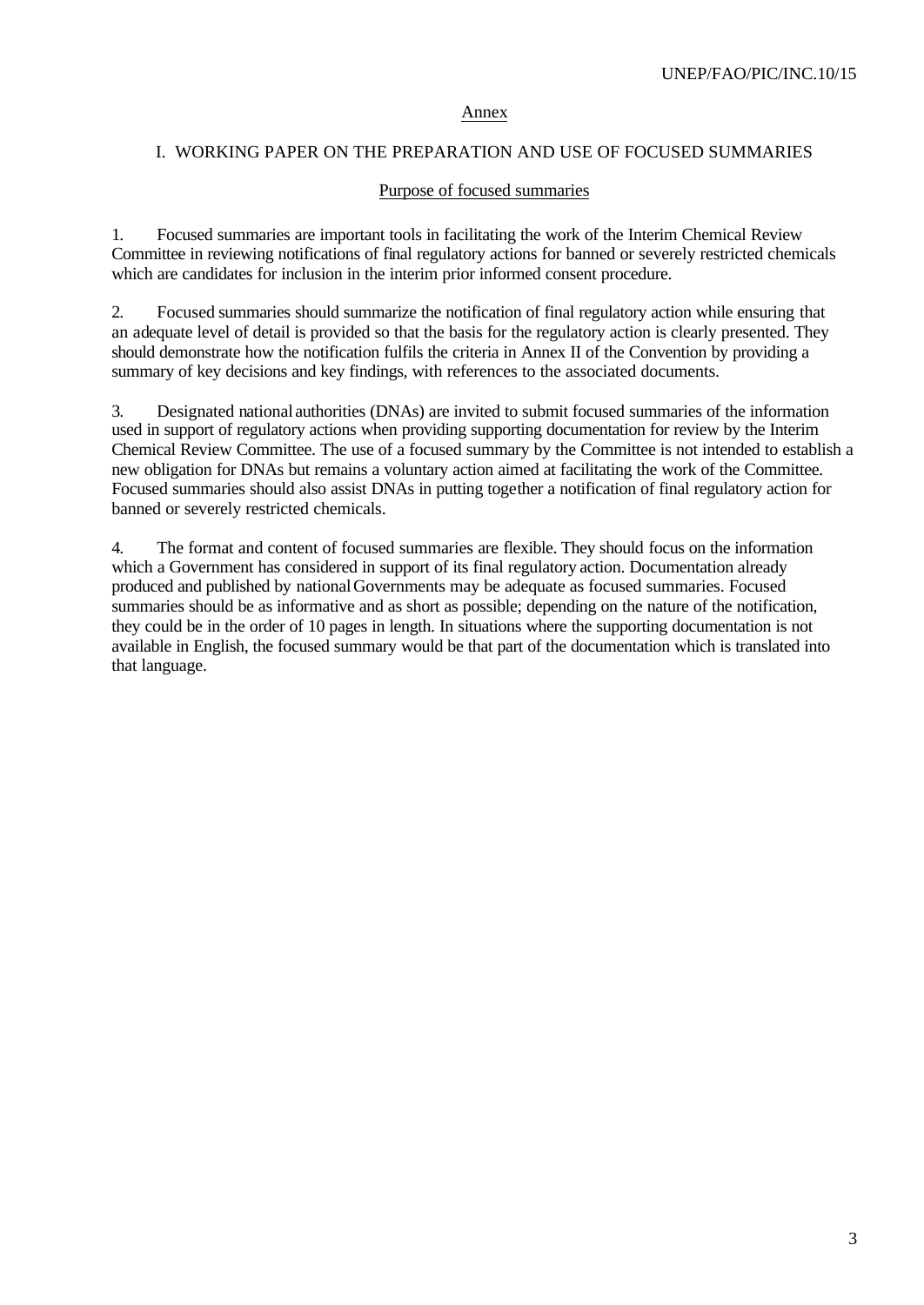## Annex

### I. WORKING PAPER ON THE PREPARATION AND USE OF FOCUSED SUMMARIES

#### Purpose of focused summaries

1. Focused summaries are important tools in facilitating the work of the Interim Chemical Review Committee in reviewing notifications of final regulatory actions for banned or severely restricted chemicals which are candidates for inclusion in the interim prior informed consent procedure.

2. Focused summaries should summarize the notification of final regulatory action while ensuring that an adequate level of detail is provided so that the basis for the regulatory action is clearly presented. They should demonstrate how the notification fulfils the criteria in Annex II of the Convention by providing a summary of key decisions and key findings, with references to the associated documents.

3. Designated national authorities (DNAs) are invited to submit focused summaries of the information used in support of regulatory actions when providing supporting documentation for review by the Interim Chemical Review Committee. The use of a focused summary by the Committee is not intended to establish a new obligation for DNAs but remains a voluntary action aimed at facilitating the work of the Committee. Focused summaries should also assist DNAs in putting together a notification of final regulatory action for banned or severely restricted chemicals.

4. The format and content of focused summaries are flexible. They should focus on the information which a Government has considered in support of its final regulatory action. Documentation already produced and published by national Governments may be adequate as focused summaries. Focused summaries should be as informative and as short as possible; depending on the nature of the notification, they could be in the order of 10 pages in length. In situations where the supporting documentation is not available in English, the focused summary would be that part of the documentation which is translated into that language.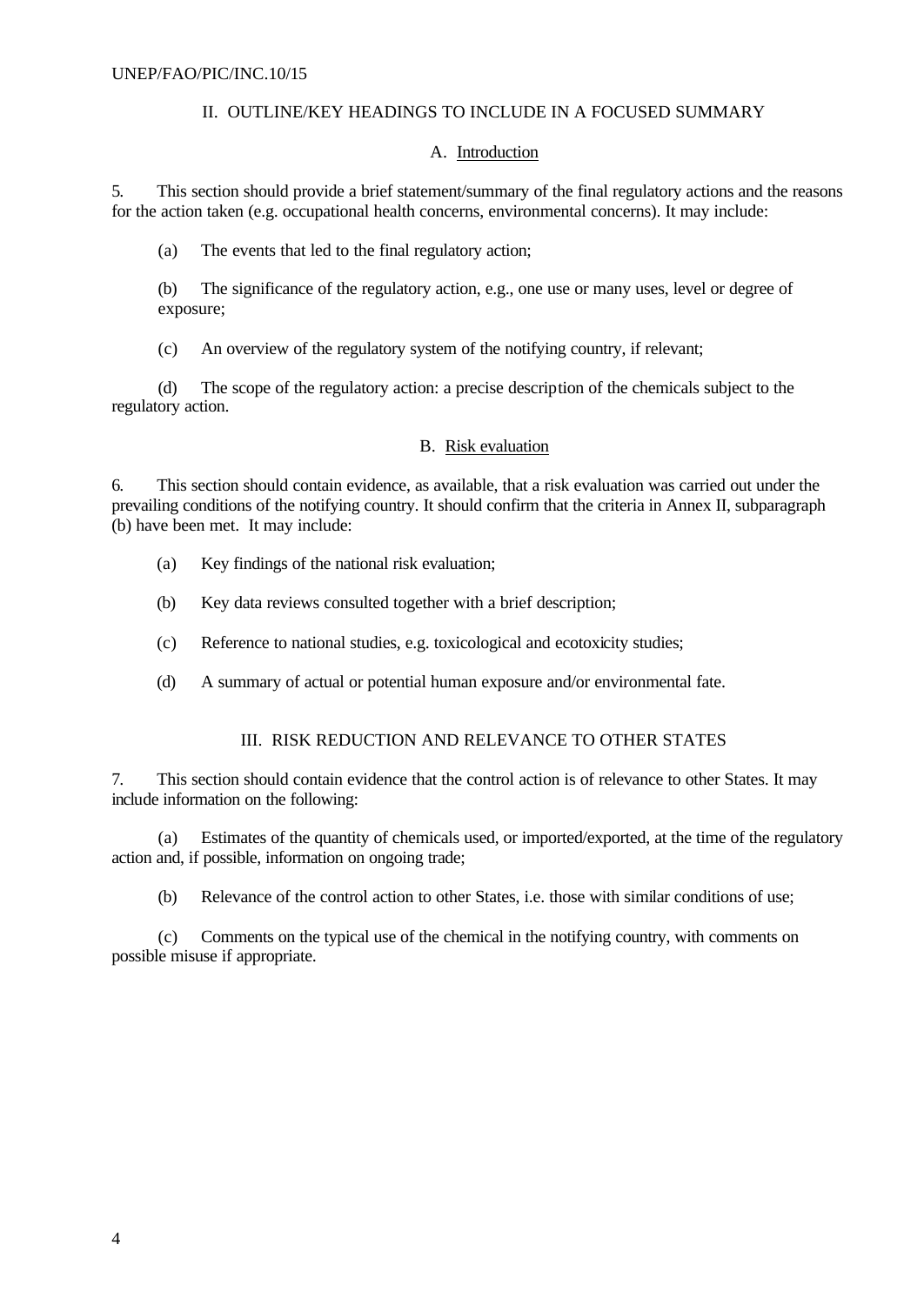## II. OUTLINE/KEY HEADINGS TO INCLUDE IN A FOCUSED SUMMARY

### A. Introduction

5. This section should provide a brief statement/summary of the final regulatory actions and the reasons for the action taken (e.g. occupational health concerns, environmental concerns). It may include:

(a) The events that led to the final regulatory action;

(b) The significance of the regulatory action, e.g., one use or many uses, level or degree of exposure;

(c) An overview of the regulatory system of the notifying country, if relevant;

(d) The scope of the regulatory action: a precise description of the chemicals subject to the regulatory action.

### B. Risk evaluation

6. This section should contain evidence, as available, that a risk evaluation was carried out under the prevailing conditions of the notifying country. It should confirm that the criteria in Annex II, subparagraph (b) have been met. It may include:

(a) Key findings of the national risk evaluation;

(b) Key data reviews consulted together with a brief description;

(c) Reference to national studies, e.g. toxicological and ecotoxicity studies;

(d) A summary of actual or potential human exposure and/or environmental fate.

## III. RISK REDUCTION AND RELEVANCE TO OTHER STATES

7. This section should contain evidence that the control action is of relevance to other States. It may include information on the following:

(a) Estimates of the quantity of chemicals used, or imported/exported, at the time of the regulatory action and, if possible, information on ongoing trade;

(b) Relevance of the control action to other States, i.e. those with similar conditions of use;

(c) Comments on the typical use of the chemical in the notifying country, with comments on possible misuse if appropriate.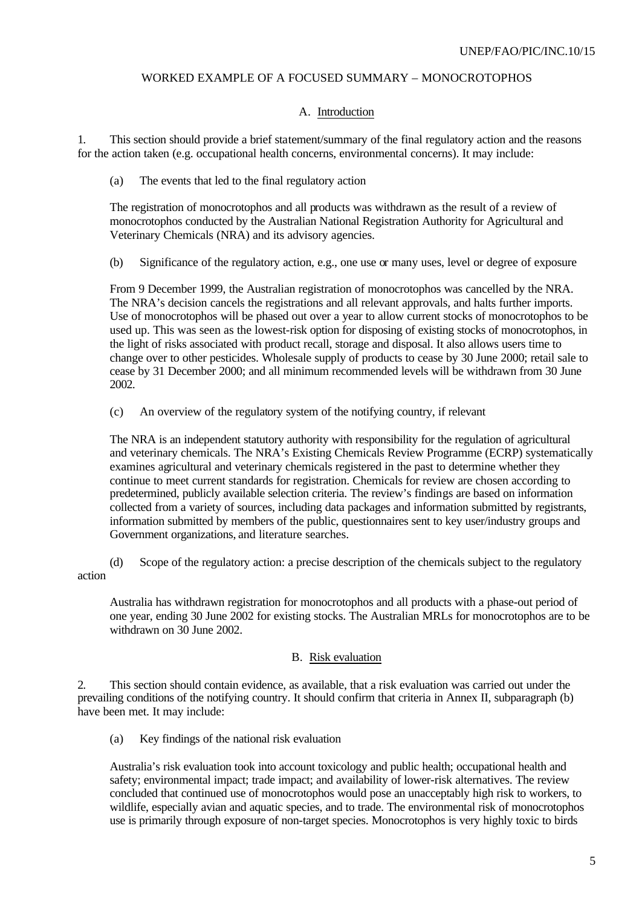## WORKED EXAMPLE OF A FOCUSED SUMMARY – MONOCROTOPHOS

### A. Introduction

1. This section should provide a brief statement/summary of the final regulatory action and the reasons for the action taken (e.g. occupational health concerns, environmental concerns). It may include:

(a) The events that led to the final regulatory action

The registration of monocrotophos and all products was withdrawn as the result of a review of monocrotophos conducted by the Australian National Registration Authority for Agricultural and Veterinary Chemicals (NRA) and its advisory agencies.

(b) Significance of the regulatory action, e.g., one use or many uses, level or degree of exposure

From 9 December 1999, the Australian registration of monocrotophos was cancelled by the NRA. The NRA's decision cancels the registrations and all relevant approvals, and halts further imports. Use of monocrotophos will be phased out over a year to allow current stocks of monocrotophos to be used up. This was seen as the lowest-risk option for disposing of existing stocks of monocrotophos, in the light of risks associated with product recall, storage and disposal. It also allows users time to change over to other pesticides. Wholesale supply of products to cease by 30 June 2000; retail sale to cease by 31 December 2000; and all minimum recommended levels will be withdrawn from 30 June 2002.

(c) An overview of the regulatory system of the notifying country, if relevant

The NRA is an independent statutory authority with responsibility for the regulation of agricultural and veterinary chemicals. The NRA's Existing Chemicals Review Programme (ECRP) systematically examines agricultural and veterinary chemicals registered in the past to determine whether they continue to meet current standards for registration. Chemicals for review are chosen according to predetermined, publicly available selection criteria. The review's findings are based on information collected from a variety of sources, including data packages and information submitted by registrants, information submitted by members of the public, questionnaires sent to key user/industry groups and Government organizations, and literature searches.

(d) Scope of the regulatory action: a precise description of the chemicals subject to the regulatory action

Australia has withdrawn registration for monocrotophos and all products with a phase-out period of one year, ending 30 June 2002 for existing stocks. The Australian MRLs for monocrotophos are to be withdrawn on 30 June 2002.

### B. Risk evaluation

2. This section should contain evidence, as available, that a risk evaluation was carried out under the prevailing conditions of the notifying country. It should confirm that criteria in Annex II, subparagraph (b) have been met. It may include:

(a) Key findings of the national risk evaluation

Australia's risk evaluation took into account toxicology and public health; occupational health and safety; environmental impact; trade impact; and availability of lower-risk alternatives. The review concluded that continued use of monocrotophos would pose an unacceptably high risk to workers, to wildlife, especially avian and aquatic species, and to trade. The environmental risk of monocrotophos use is primarily through exposure of non-target species. Monocrotophos is very highly toxic to birds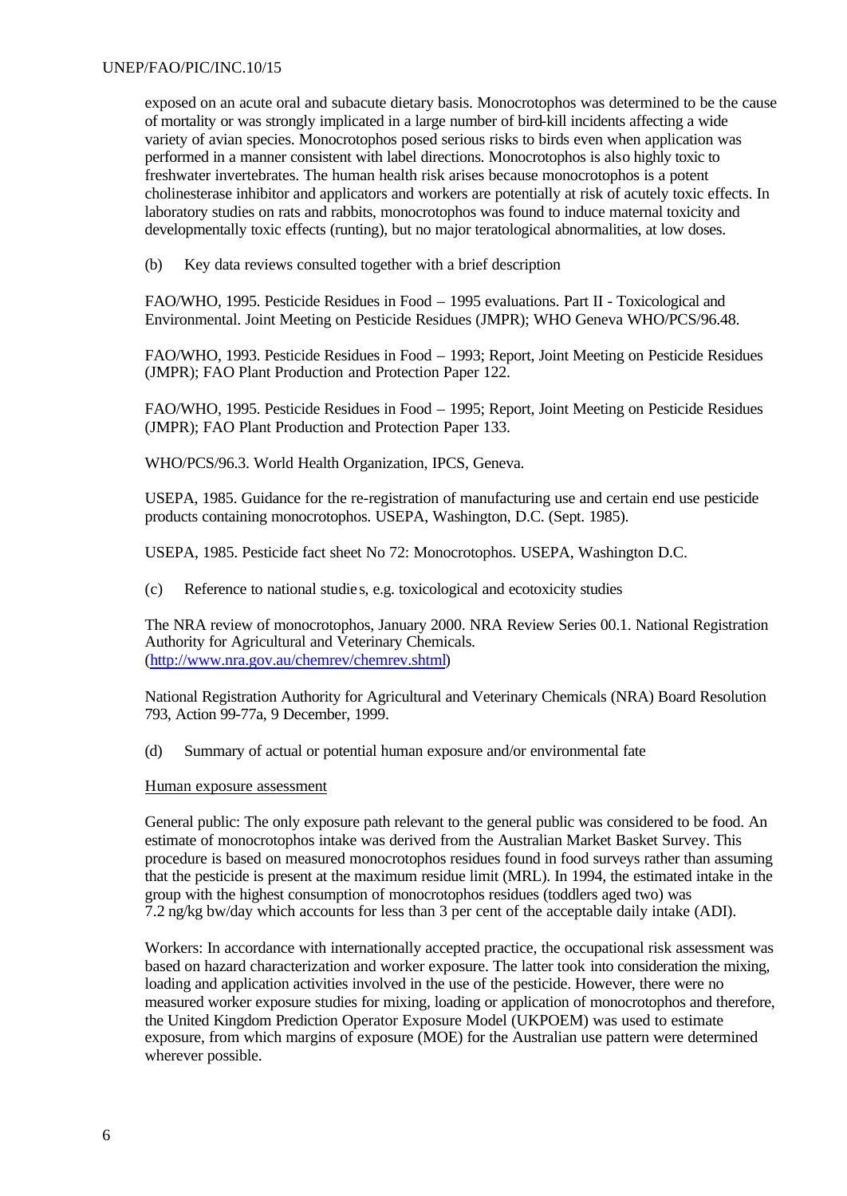exposed on an acute oral and subacute dietary basis. Monocrotophos was determined to be the cause of mortality or was strongly implicated in a large number of bird-kill incidents affecting a wide variety of avian species. Monocrotophos posed serious risks to birds even when application was performed in a manner consistent with label directions. Monocrotophos is also highly toxic to freshwater invertebrates. The human health risk arises because monocrotophos is a potent cholinesterase inhibitor and applicators and workers are potentially at risk of acutely toxic effects. In laboratory studies on rats and rabbits, monocrotophos was found to induce maternal toxicity and developmentally toxic effects (runting), but no major teratological abnormalities, at low doses.

(b) Key data reviews consulted together with a brief description

FAO/WHO, 1995. Pesticide Residues in Food – 1995 evaluations. Part II - Toxicological and Environmental. Joint Meeting on Pesticide Residues (JMPR); WHO Geneva WHO/PCS/96.48.

FAO/WHO, 1993. Pesticide Residues in Food – 1993; Report, Joint Meeting on Pesticide Residues (JMPR); FAO Plant Production and Protection Paper 122.

FAO/WHO, 1995. Pesticide Residues in Food – 1995; Report, Joint Meeting on Pesticide Residues (JMPR); FAO Plant Production and Protection Paper 133.

WHO/PCS/96.3. World Health Organization, IPCS, Geneva.

USEPA, 1985. Guidance for the re-registration of manufacturing use and certain end use pesticide products containing monocrotophos. USEPA, Washington, D.C. (Sept. 1985).

USEPA, 1985. Pesticide fact sheet No 72: Monocrotophos. USEPA, Washington D.C.

(c) Reference to national studies, e.g. toxicological and ecotoxicity studies

The NRA review of monocrotophos, January 2000. NRA Review Series 00.1. National Registration Authority for Agricultural and Veterinary Chemicals. (http://www.nra.gov.au/chemrev/chemrev.shtml)

National Registration Authority for Agricultural and Veterinary Chemicals (NRA) Board Resolution 793, Action 99-77a, 9 December, 1999.

(d) Summary of actual or potential human exposure and/or environmental fate

<u>Human exposure assessment</u>

General public: The only exposure path relevant to the general public was considered to be food. An estimate of monocrotophos intake was derived from the Australian Market Basket Survey. This procedure is based on measured monocrotophos residues found in food surveys rather than assuming that the pesticide is present at the maximum residue limit (MRL). In 1994, the estimated intake in the group with the highest consumption of monocrotophos residues (toddlers aged two) was 7.2 ng/kg bw/day which accounts for less than 3 per cent of the acceptable daily intake (ADI).

Workers: In accordance with internationally accepted practice, the occupational risk assessment was based on hazard characterization and worker exposure. The latter took into consideration the mixing, loading and application activities involved in the use of the pesticide. However, there were no measured worker exposure studies for mixing, loading or application of monocrotophos and therefore, the United Kingdom Prediction Operator Exposure Model (UKPOEM) was used to estimate exposure, from which margins of exposure (MOE) for the Australian use pattern were determined wherever possible.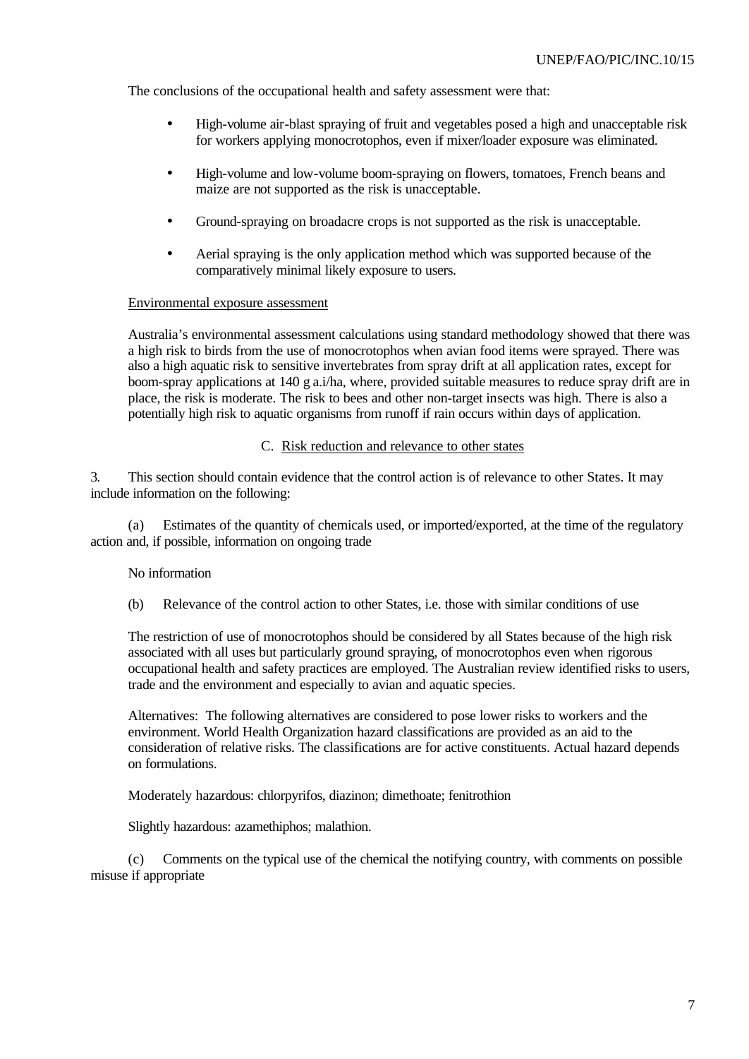The conclusions of the occupational health and safety assessment were that:

- High-volume air-blast spraying of fruit and vegetables posed a high and unacceptable risk for workers applying monocrotophos, even if mixer/loader exposure was eliminated.
- High-volume and low-volume boom-spraying on flowers, tomatoes, French beans and maize are not supported as the risk is unacceptable.
- Ground-spraying on broadacre crops is not supported as the risk is unacceptable.
- Aerial spraying is the only application method which was supported because of the comparatively minimal likely exposure to users.

Environmental exposure assessment

Australia's environmental assessment calculations using standard methodology showed that there was a high risk to birds from the use of monocrotophos when avian food items were sprayed. There was also a high aquatic risk to sensitive invertebrates from spray drift at all application rates, except for boom-spray applications at 140 g a.i/ha, where, provided suitable measures to reduce spray drift are in place, the risk is moderate. The risk to bees and other non-target insects was high. There is also a potentially high risk to aquatic organisms from runoff if rain occurs within days of application.

C. Risk reduction and relevance to other states

3. This section should contain evidence that the control action is of relevance to other States. It may include information on the following:

(a) Estimates of the quantity of chemicals used, or imported/exported, at the time of the regulatory action and, if possible, information on ongoing trade

No information

(b) Relevance of the control action to other States, i.e. those with similar conditions of use

The restriction of use of monocrotophos should be considered by all States because of the high risk associated with all uses but particularly ground spraying, of monocrotophos even when rigorous occupational health and safety practices are employed. The Australian review identified risks to users, trade and the environment and especially to avian and aquatic species.

Alternatives: The following alternatives are considered to pose lower risks to workers and the environment. World Health Organization hazard classifications are provided as an aid to the consideration of relative risks. The classifications are for active constituents. Actual hazard depends on formulations.

Moderately hazardous: chlorpyrifos, diazinon; dimethoate; fenitrothion

Slightly hazardous: azamethiphos; malathion.

(c) Comments on the typical use of the chemical the notifying country, with comments on possible misuse if appropriate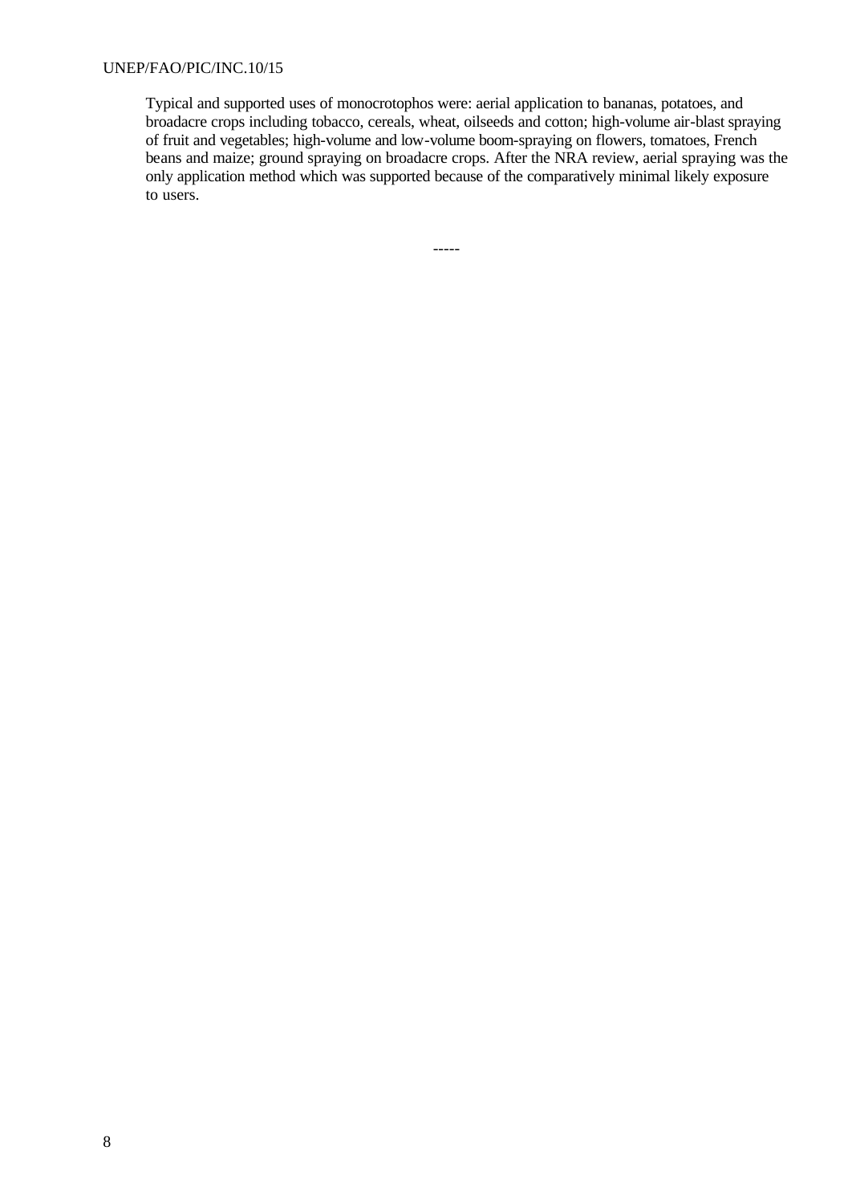Typical and supported uses of monocrotophos were: aerial application to bananas, potatoes, and broadacre crops including tobacco, cereals, wheat, oilseeds and cotton; high-volume air-blast spraying of fruit and vegetables; high-volume and low-volume boom-spraying on flowers, tomatoes, French beans and maize; ground spraying on broadacre crops. After the NRA review, aerial spraying was the only application method which was supported because of the comparatively minimal likely exposure to users.

-----